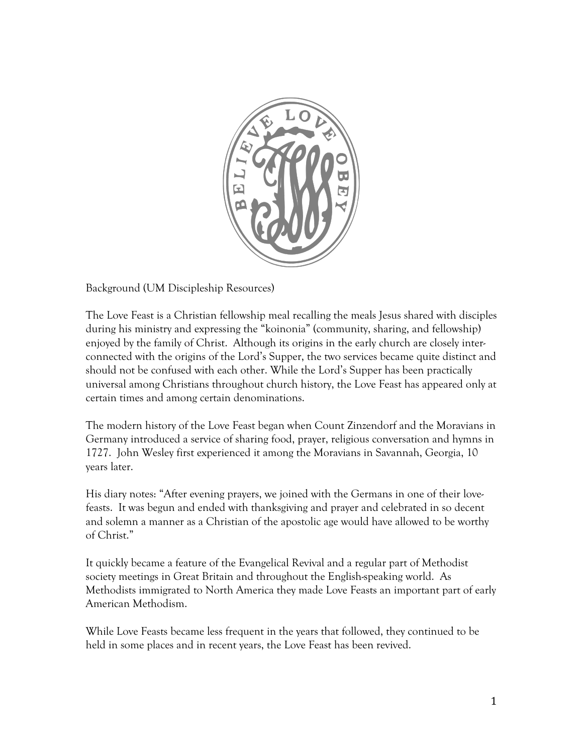Background (UM Discipleship Resources)

The Love Feast is a Christian fellowship meal recalling the meals Jesus shared with disciples during his ministry and expressing the "koinonia" (community, sharing, and fellowship) enjoyed by the family of Christ. Although its origins in the early church are closely inter-connected with the origins of the Lord's Supper, the two services became quite distinct and should not be confused with each other. While the Lord's Supper has been practically universal among Christians throughout church history, the Love Feast has appeared only at certain times and among certain denominations.

The modern history of the Love Feast began when Count Zinzendorf and the Moravians in Germany introduced a service of sharing food, prayer, religious conversation and hymns in 1727. John Wesley first experienced it among the Moravians in Savannah, Georgia, 10 years later.

His diary notes: "After evening prayers, we joined with the Germans in one of their love-feasts. It was begun and ended with thanksgiving and prayer and celebrated in so decent and solemn a manner as a Christian of the apostolic age would have allowed to be worthy of Christ."

It quickly became a feature of the Evangelical Revival and a regular part of Methodist society meetings in Great Britain and throughout the English-speaking world. As Methodists immigrated to North America they made Love Feasts an important part of early American Methodism.

While Love Feasts became less frequent in the years that followed, they continued to be held in some places and in recent years, the Love Feast has been revived.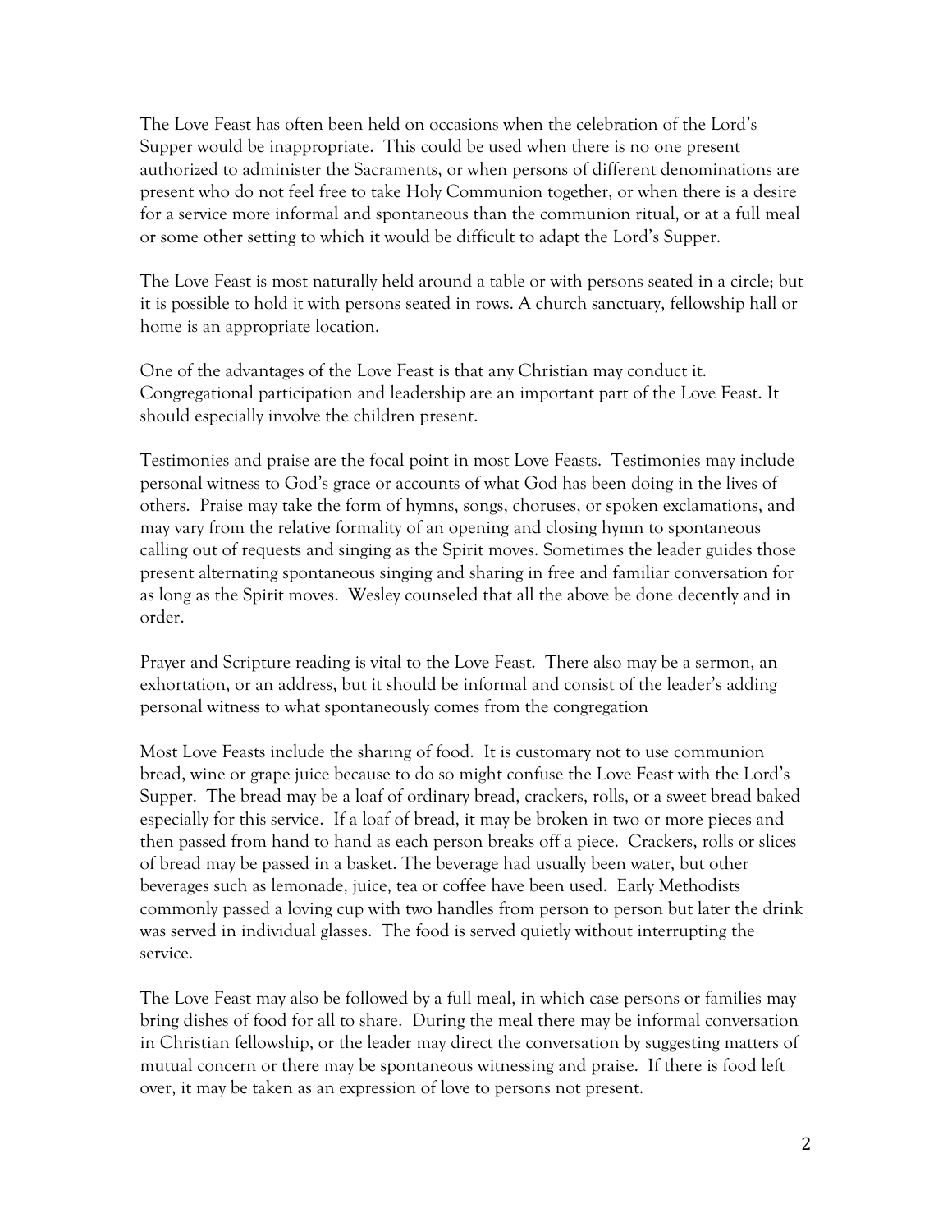The Love Feast has often been held on occasions when the celebration of the Lord's Supper would be inappropriate. This could be used when there is no one present authorized to administer the Sacraments, or when persons of different denominations are present who do not feel free to take Holy Communion together, or when there is a desire for a service more informal and spontaneous than the communion ritual, or at a full meal or some other setting to which it would be difficult to adapt the Lord's Supper.

The Love Feast is most naturally held around a table or with persons seated in a circle; but it is possible to hold it with persons seated in rows. A church sanctuary, fellowship hall or home is an appropriate location.

One of the advantages of the Love Feast is that any Christian may conduct it. Congregational participation and leadership are an important part of the Love Feast. It should especially involve the children present.

Testimonies and praise are the focal point in most Love Feasts. Testimonies may include personal witness to God's grace or accounts of what God has been doing in the lives of others. Praise may take the form of hymns, songs, choruses, or spoken exclamations, and may vary from the relative formality of an opening and closing hymn to spontaneous calling out of requests and singing as the Spirit moves. Sometimes the leader guides those present alternating spontaneous singing and sharing in free and familiar conversation for as long as the Spirit moves. Wesley counseled that all the above be done decently and in order.

Prayer and Scripture reading is vital to the Love Feast. There also may be a sermon, an exhortation, or an address, but it should be informal and consist of the leader's adding personal witness to what spontaneously comes from the congregation

Most Love Feasts include the sharing of food. It is customary not to use communion bread, wine or grape juice because to do so might confuse the Love Feast with the Lord's Supper. The bread may be a loaf of ordinary bread, crackers, rolls, or a sweet bread baked especially for this service. If a loaf of bread, it may be broken in two or more pieces and then passed from hand to hand as each person breaks off a piece. Crackers, rolls or slices of bread may be passed in a basket. The beverage had usually been water, but other beverages such as lemonade, juice, tea or coffee have been used. Early Methodists commonly passed a loving cup with two handles from person to person but later the drink was served in individual glasses. The food is served quietly without interrupting the service.

The Love Feast may also be followed by a full meal, in which case persons or families may bring dishes of food for all to share. During the meal there may be informal conversation in Christian fellowship, or the leader may direct the conversation by suggesting matters of mutual concern or there may be spontaneous witnessing and praise. If there is food left over, it may be taken as an expression of love to persons not present.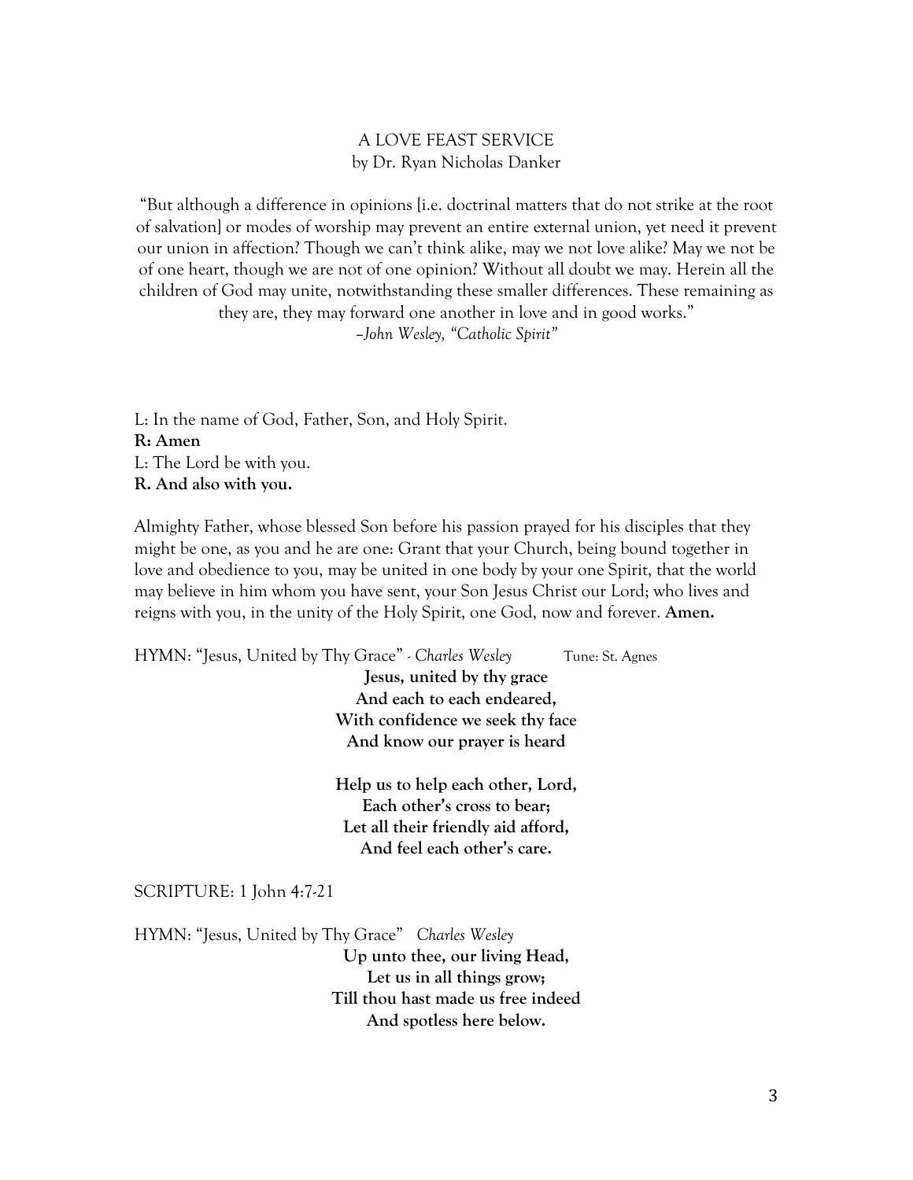# A LOVE FEAST SERVICE

by Dr. Ryan Nicholas Danker

"But although a difference in opinions [i.e. doctrinal matters that do not strike at the root of salvation] or modes of worship may prevent an entire external union, yet need it prevent our union in affection? Though we can't think alike, may we not love alike? May we not be of one heart, though we are not of one opinion? Without all doubt we may. Herein all the children of God may unite, notwithstanding these smaller differences. These remaining as they are, they may forward one another in love and in good works."
*–John Wesley, "Catholic Spirit"*

L: In the name of God, Father, Son, and Holy Spirit.
**R: Amen**
L: The Lord be with you.
**R. And also with you.**

Almighty Father, whose blessed Son before his passion prayed for his disciples that they might be one, as you and he are one: Grant that your Church, being bound together in love and obedience to you, may be united in one body by your one Spirit, that the world may believe in him whom you have sent, your Son Jesus Christ our Lord; who lives and reigns with you, in the unity of the Holy Spirit, one God, now and forever. **Amen.**

HYMN: "Jesus, United by Thy Grace" - *Charles Wesley* Tune: St. Agnes

**Jesus, united by thy grace**
**And each to each endeared,**
**With confidence we seek thy face**
**And know our prayer is heard**

**Help us to help each other, Lord,**
**Each other's cross to bear;**
**Let all their friendly aid afford,**
**And feel each other's care.**

SCRIPTURE: 1 John 4:7-21

HYMN: "Jesus, United by Thy Grace" *Charles Wesley*

**Up unto thee, our living Head,**
**Let us in all things grow;**
**Till thou hast made us free indeed**
**And spotless here below.**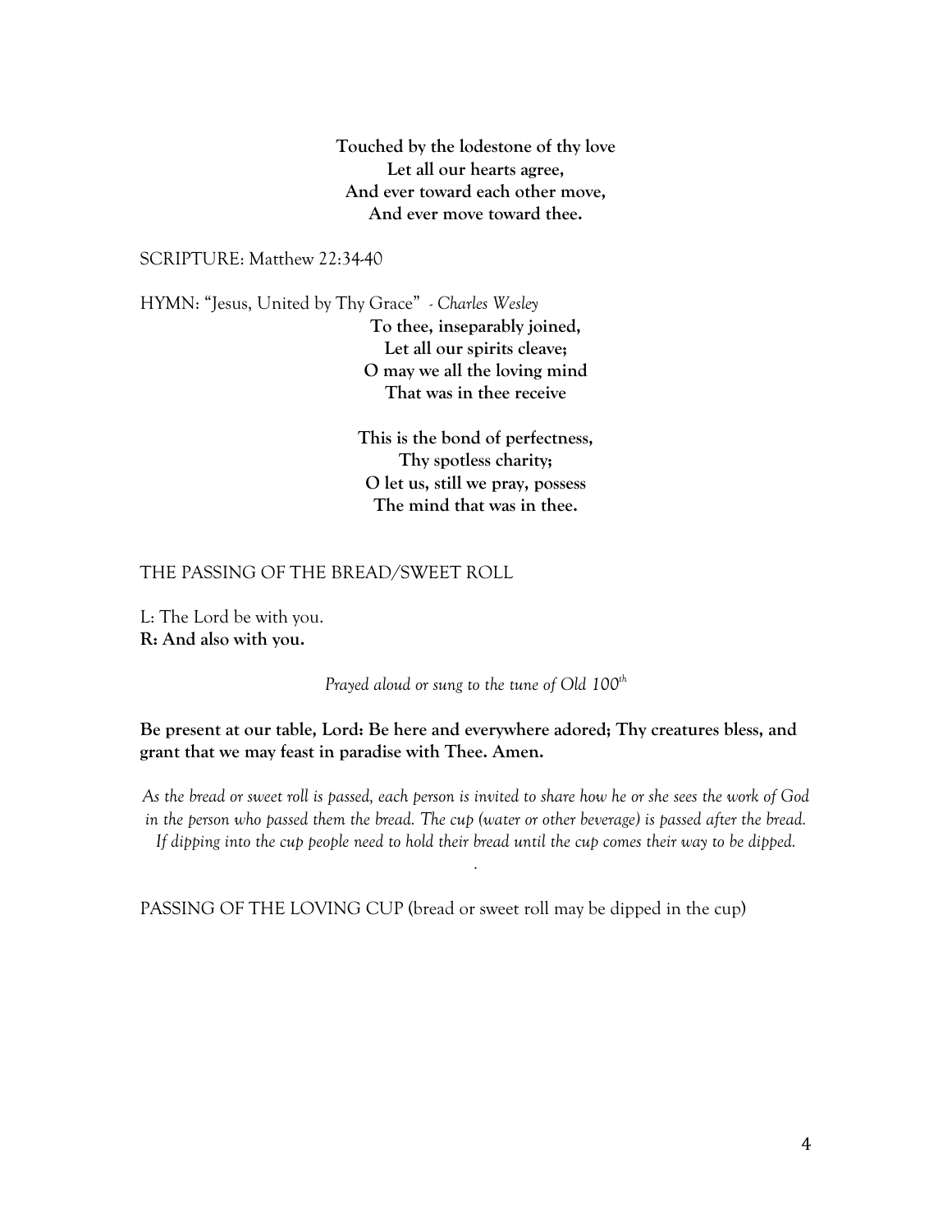**Touched by the lodestone of thy love**
**Let all our hearts agree,**
**And ever toward each other move,**
**And ever move toward thee.**

SCRIPTURE: Matthew 22:34-40

HYMN: "Jesus, United by Thy Grace" *- Charles Wesley*

**To thee, inseparably joined,**
**Let all our spirits cleave;**
**O may we all the loving mind**
**That was in thee receive**

**This is the bond of perfectness,**
**Thy spotless charity;**
**O let us, still we pray, possess**
**The mind that was in thee.**

THE PASSING OF THE BREAD/SWEET ROLL

L: The Lord be with you.
**R: And also with you.**

*Prayed aloud or sung to the tune of Old 100th*

**Be present at our table, Lord: Be here and everywhere adored; Thy creatures bless, and grant that we may feast in paradise with Thee. Amen.**

*As the bread or sweet roll is passed, each person is invited to share how he or she sees the work of God in the person who passed them the bread. The cup (water or other beverage) is passed after the bread. If dipping into the cup people need to hold their bread until the cup comes their way to be dipped.*

PASSING OF THE LOVING CUP (bread or sweet roll may be dipped in the cup)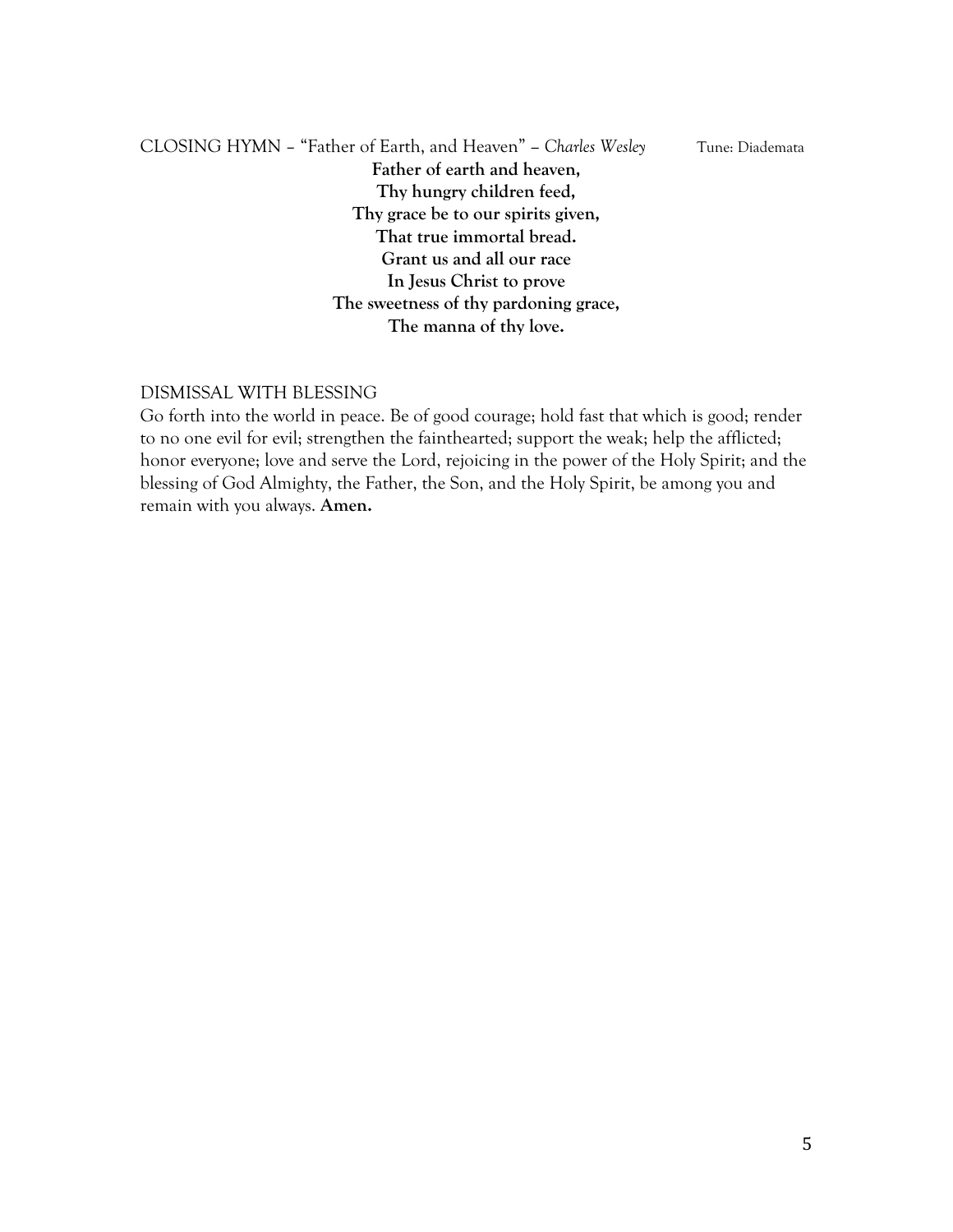CLOSING HYMN – "Father of Earth, and Heaven" – *Charles Wesley* Tune: Diademata

**Father of earth and heaven,**
**Thy hungry children feed,**
**Thy grace be to our spirits given,**
**That true immortal bread.**
**Grant us and all our race**
**In Jesus Christ to prove**
**The sweetness of thy pardoning grace,**
**The manna of thy love.**

DISMISSAL WITH BLESSING

Go forth into the world in peace. Be of good courage; hold fast that which is good; render to no one evil for evil; strengthen the fainthearted; support the weak; help the afflicted; honor everyone; love and serve the Lord, rejoicing in the power of the Holy Spirit; and the blessing of God Almighty, the Father, the Son, and the Holy Spirit, be among you and remain with you always. **Amen.**